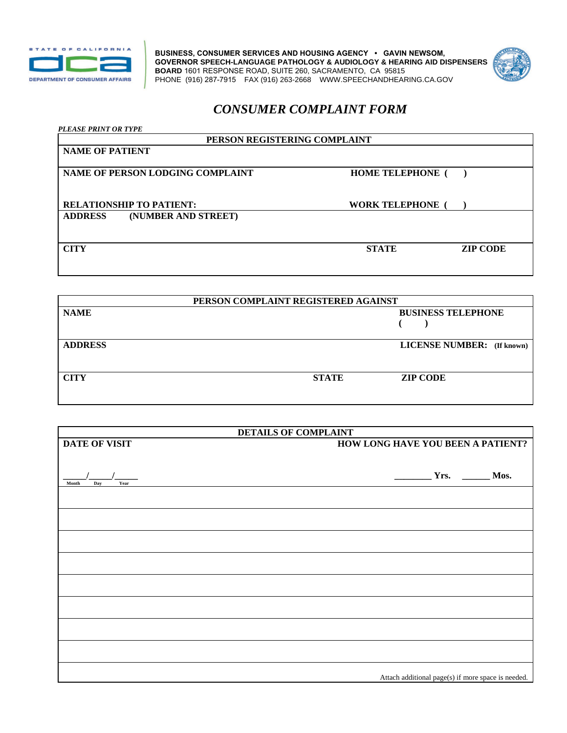BUSINESS, CONSUMER SERVICES AND HOUSING AGENCY • GAVIN NEWSOM, GOVERNOR
**SPEECH-LANGUAGE PATHOLOGY & AUDIOLOGY & HEARING AID DISPENSERS BOARD** 1601 RESPONSE ROAD, SUITE 260, SACRAMENTO, CA 95815
PHONE (916) 287-7915 FAX (916) 263-2668 WWW.SPEECHANDHEARING.CA.GOV

# *CONSUMER COMPLAINT FORM*

***PLEASE PRINT OR TYPE***

| PERSON REGISTERING COMPLAINT | | |
|---|---|---|
| **NAME OF PATIENT** | | |
| **NAME OF PERSON LODGING COMPLAINT** | **HOME TELEPHONE (   )** | |
| **RELATIONSHIP TO PATIENT:** | **WORK TELEPHONE (   )** | |
| **ADDRESS (NUMBER AND STREET)** | | |
| **CITY** | **STATE** | **ZIP CODE** |

| PERSON COMPLAINT REGISTERED AGAINST | | |
|---|---|---|
| **NAME** | | **BUSINESS TELEPHONE** (   ) |
| **ADDRESS** | | **LICENSE NUMBER: (If known)** |
| **CITY** | **STATE** | **ZIP CODE** |

| DETAILS OF COMPLAINT | |
|---|---|
| **DATE OF VISIT** _____/_____/_____ (Month / Day / Year) | **HOW LONG HAVE YOU BEEN A PATIENT?** ________ **Yrs.** ______ **Mos.** |
| | |
| | |
| | |
| | |
| | |
| | |
| | |
| | |
| | Attach additional page(s) if more space is needed. |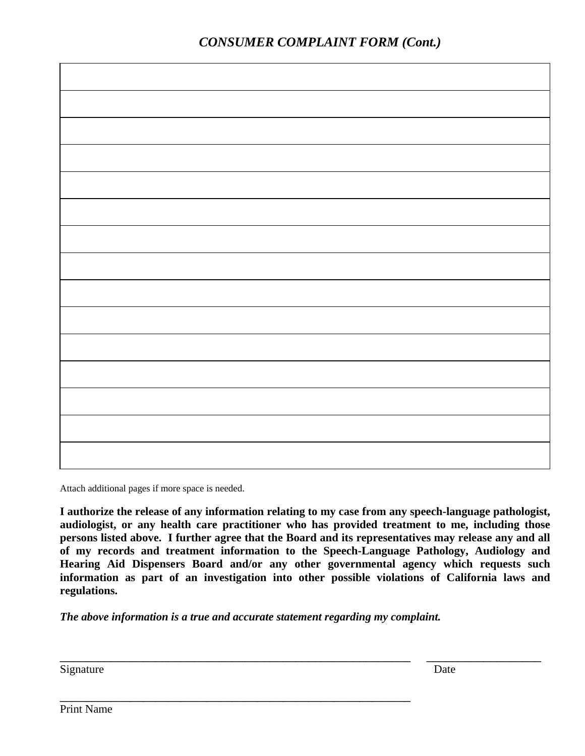# *CONSUMER COMPLAINT FORM (Cont.)*

| |
|---|
| |
| |
| |
| |
| |
| |
| |
| |
| |
| |
| |
| |
| |
| |
| |

Attach additional pages if more space is needed.

**I authorize the release of any information relating to my case from any speech-language pathologist, audiologist, or any health care practitioner who has provided treatment to me, including those persons listed above. I further agree that the Board and its representatives may release any and all of my records and treatment information to the Speech-Language Pathology, Audiology and Hearing Aid Dispensers Board and/or any other governmental agency which requests such information as part of an investigation into other possible violations of California laws and regulations.**

***The above information is a true and accurate statement regarding my complaint.***

_______________________________________________________________ ____________________
Signature Date

_______________________________________________________________
Print Name